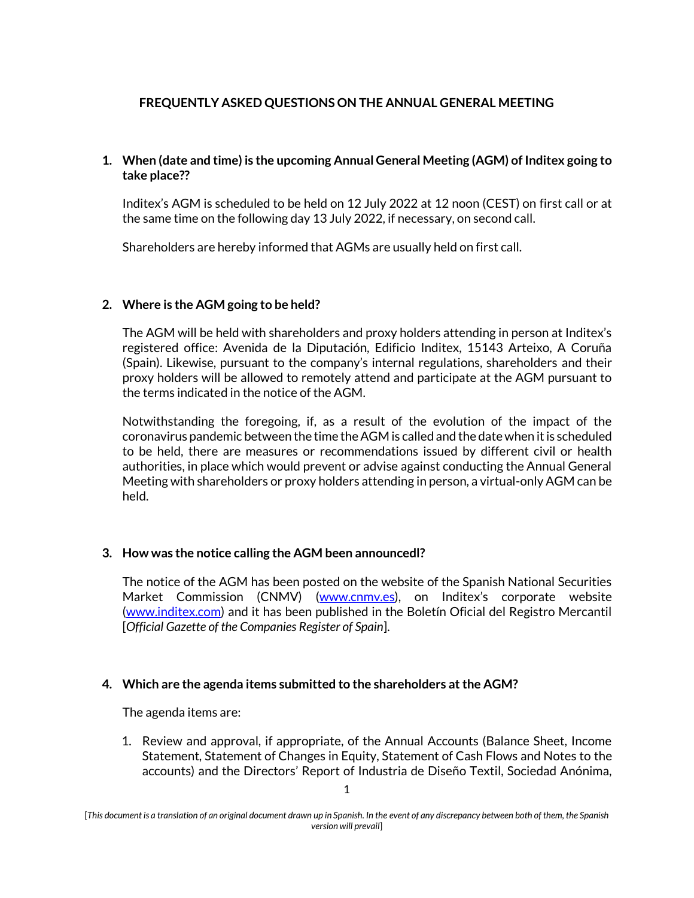# FREQUENTLY ASKED QUESTIONS ON THE ANNUAL GENERAL MEETING

**1. When (date and time) is the upcoming Annual General Meeting (AGM) of Inditex going to take place??**

Inditex's AGM is scheduled to be held on 12 July 2022 at 12 noon (CEST) on first call or at the same time on the following day 13 July 2022, if necessary, on second call.

Shareholders are hereby informed that AGMs are usually held on first call.

**2. Where is the AGM going to be held?**

The AGM will be held with shareholders and proxy holders attending in person at Inditex's registered office: Avenida de la Diputación, Edificio Inditex, 15143 Arteixo, A Coruña (Spain). Likewise, pursuant to the company's internal regulations, shareholders and their proxy holders will be allowed to remotely attend and participate at the AGM pursuant to the terms indicated in the notice of the AGM.

Notwithstanding the foregoing, if, as a result of the evolution of the impact of the coronavirus pandemic between the time the AGM is called and the date when it is scheduled to be held, there are measures or recommendations issued by different civil or health authorities, in place which would prevent or advise against conducting the Annual General Meeting with shareholders or proxy holders attending in person, a virtual-only AGM can be held.

**3. How was the notice calling the AGM been announcedl?**

The notice of the AGM has been posted on the website of the Spanish National Securities Market Commission (CNMV) (www.cnmv.es), on Inditex's corporate website (www.inditex.com) and it has been published in the Boletín Oficial del Registro Mercantil [*Official Gazette of the Companies Register of Spain*].

**4. Which are the agenda items submitted to the shareholders at the AGM?**

The agenda items are:

1. Review and approval, if appropriate, of the Annual Accounts (Balance Sheet, Income Statement, Statement of Changes in Equity, Statement of Cash Flows and Notes to the accounts) and the Directors' Report of Industria de Diseño Textil, Sociedad Anónima,

[*This document is a translation of an original document drawn up in Spanish. In the event of any discrepancy between both of them, the Spanish version will prevail*]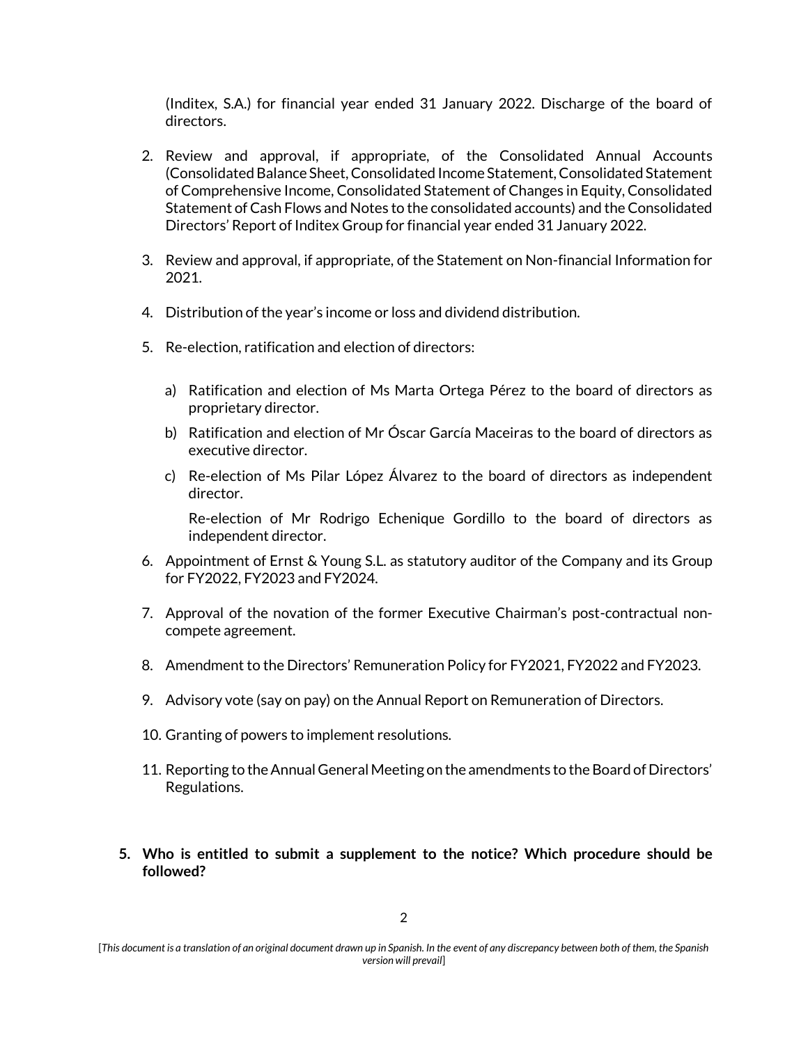(Inditex, S.A.) for financial year ended 31 January 2022. Discharge of the board of directors.

2. Review and approval, if appropriate, of the Consolidated Annual Accounts (Consolidated Balance Sheet, Consolidated Income Statement, Consolidated Statement of Comprehensive Income, Consolidated Statement of Changes in Equity, Consolidated Statement of Cash Flows and Notes to the consolidated accounts) and the Consolidated Directors' Report of Inditex Group for financial year ended 31 January 2022.

3. Review and approval, if appropriate, of the Statement on Non-financial Information for 2021.

4. Distribution of the year's income or loss and dividend distribution.

5. Re-election, ratification and election of directors:

    a) Ratification and election of Ms Marta Ortega Pérez to the board of directors as proprietary director.

    b) Ratification and election of Mr Óscar García Maceiras to the board of directors as executive director.

    c) Re-election of Ms Pilar López Álvarez to the board of directors as independent director.

    Re-election of Mr Rodrigo Echenique Gordillo to the board of directors as independent director.

6. Appointment of Ernst & Young S.L. as statutory auditor of the Company and its Group for FY2022, FY2023 and FY2024.

7. Approval of the novation of the former Executive Chairman's post-contractual non-compete agreement.

8. Amendment to the Directors' Remuneration Policy for FY2021, FY2022 and FY2023.

9. Advisory vote (say on pay) on the Annual Report on Remuneration of Directors.

10. Granting of powers to implement resolutions.

11. Reporting to the Annual General Meeting on the amendments to the Board of Directors' Regulations.

**5. Who is entitled to submit a supplement to the notice? Which procedure should be followed?**

[*This document is a translation of an original document drawn up in Spanish. In the event of any discrepancy between both of them, the Spanish version will prevail*]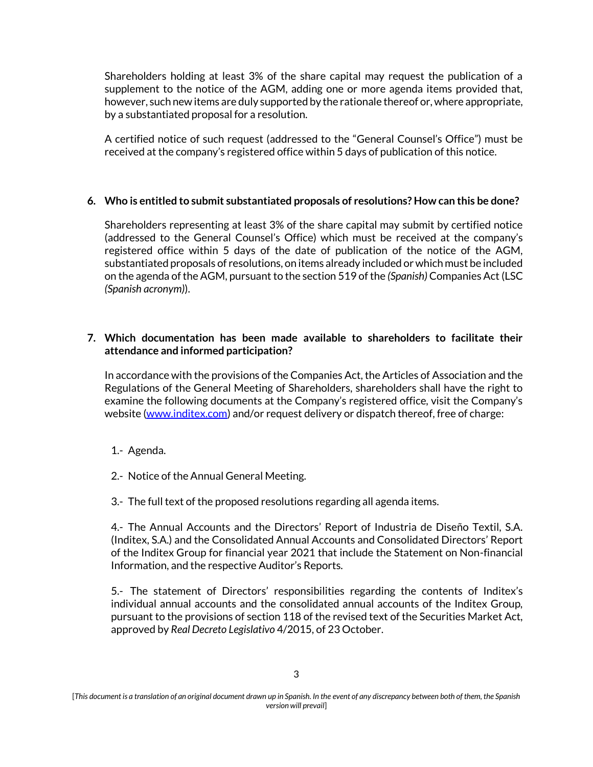Shareholders holding at least 3% of the share capital may request the publication of a supplement to the notice of the AGM, adding one or more agenda items provided that, however, such new items are duly supported by the rationale thereof or, where appropriate, by a substantiated proposal for a resolution.

A certified notice of such request (addressed to the "General Counsel's Office") must be received at the company's registered office within 5 days of publication of this notice.

**6. Who is entitled to submit substantiated proposals of resolutions? How can this be done?**

Shareholders representing at least 3% of the share capital may submit by certified notice (addressed to the General Counsel's Office) which must be received at the company's registered office within 5 days of the date of publication of the notice of the AGM, substantiated proposals of resolutions, on items already included or which must be included on the agenda of the AGM, pursuant to the section 519 of the *(Spanish)* Companies Act (LSC *(Spanish acronym)*).

**7. Which documentation has been made available to shareholders to facilitate their attendance and informed participation?**

In accordance with the provisions of the Companies Act, the Articles of Association and the Regulations of the General Meeting of Shareholders, shareholders shall have the right to examine the following documents at the Company's registered office, visit the Company's website ([www.inditex.com](www.inditex.com)) and/or request delivery or dispatch thereof, free of charge:

1.- Agenda.

2.- Notice of the Annual General Meeting.

3.- The full text of the proposed resolutions regarding all agenda items.

4.- The Annual Accounts and the Directors' Report of Industria de Diseño Textil, S.A. (Inditex, S.A.) and the Consolidated Annual Accounts and Consolidated Directors' Report of the Inditex Group for financial year 2021 that include the Statement on Non-financial Information, and the respective Auditor's Reports.

5.- The statement of Directors' responsibilities regarding the contents of Inditex's individual annual accounts and the consolidated annual accounts of the Inditex Group, pursuant to the provisions of section 118 of the revised text of the Securities Market Act, approved by *Real Decreto Legislativo* 4/2015, of 23 October.

[*This document is a translation of an original document drawn up in Spanish. In the event of any discrepancy between both of them, the Spanish version will prevail*]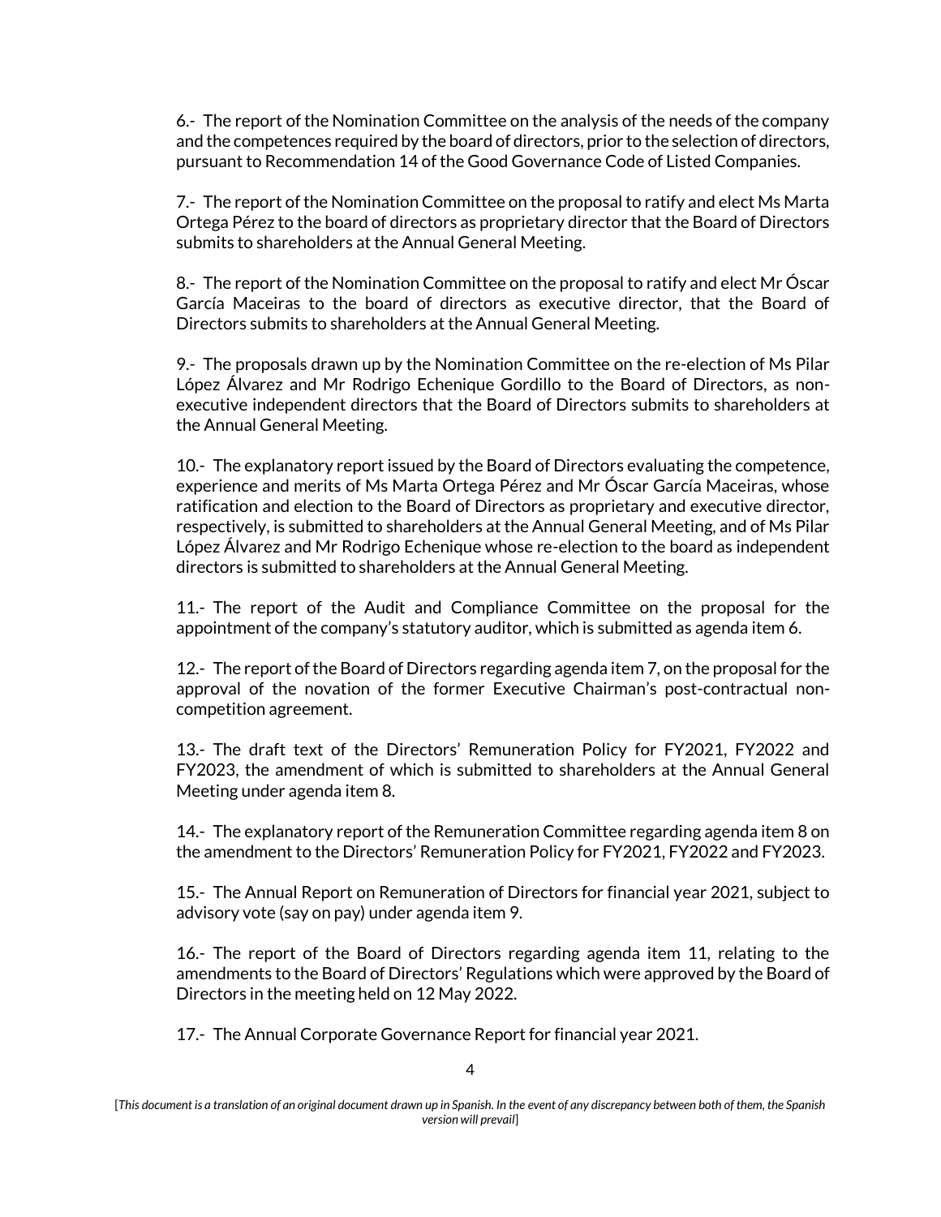6.- The report of the Nomination Committee on the analysis of the needs of the company and the competences required by the board of directors, prior to the selection of directors, pursuant to Recommendation 14 of the Good Governance Code of Listed Companies.

7.- The report of the Nomination Committee on the proposal to ratify and elect Ms Marta Ortega Pérez to the board of directors as proprietary director that the Board of Directors submits to shareholders at the Annual General Meeting.

8.- The report of the Nomination Committee on the proposal to ratify and elect Mr Óscar García Maceiras to the board of directors as executive director, that the Board of Directors submits to shareholders at the Annual General Meeting.

9.- The proposals drawn up by the Nomination Committee on the re-election of Ms Pilar López Álvarez and Mr Rodrigo Echenique Gordillo to the Board of Directors, as non-executive independent directors that the Board of Directors submits to shareholders at the Annual General Meeting.

10.- The explanatory report issued by the Board of Directors evaluating the competence, experience and merits of Ms Marta Ortega Pérez and Mr Óscar García Maceiras, whose ratification and election to the Board of Directors as proprietary and executive director, respectively, is submitted to shareholders at the Annual General Meeting, and of Ms Pilar López Álvarez and Mr Rodrigo Echenique whose re-election to the board as independent directors is submitted to shareholders at the Annual General Meeting.

11.- The report of the Audit and Compliance Committee on the proposal for the appointment of the company's statutory auditor, which is submitted as agenda item 6.

12.- The report of the Board of Directors regarding agenda item 7, on the proposal for the approval of the novation of the former Executive Chairman's post-contractual non-competition agreement.

13.- The draft text of the Directors' Remuneration Policy for FY2021, FY2022 and FY2023, the amendment of which is submitted to shareholders at the Annual General Meeting under agenda item 8.

14.- The explanatory report of the Remuneration Committee regarding agenda item 8 on the amendment to the Directors' Remuneration Policy for FY2021, FY2022 and FY2023.

15.- The Annual Report on Remuneration of Directors for financial year 2021, subject to advisory vote (say on pay) under agenda item 9.

16.- The report of the Board of Directors regarding agenda item 11, relating to the amendments to the Board of Directors' Regulations which were approved by the Board of Directors in the meeting held on 12 May 2022.

17.- The Annual Corporate Governance Report for financial year 2021.

[*This document is a translation of an original document drawn up in Spanish. In the event of any discrepancy between both of them, the Spanish version will prevail*]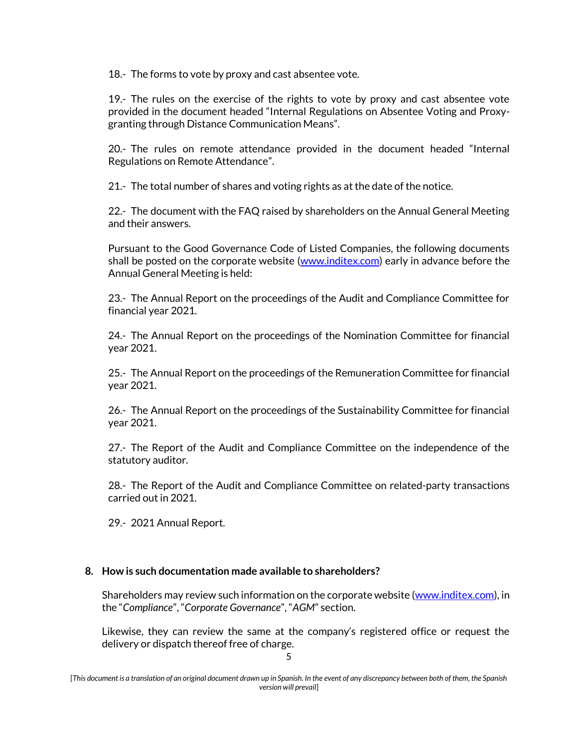18.- The forms to vote by proxy and cast absentee vote.

19.- The rules on the exercise of the rights to vote by proxy and cast absentee vote provided in the document headed "Internal Regulations on Absentee Voting and Proxy-granting through Distance Communication Means".

20.- The rules on remote attendance provided in the document headed "Internal Regulations on Remote Attendance".

21.- The total number of shares and voting rights as at the date of the notice.

22.- The document with the FAQ raised by shareholders on the Annual General Meeting and their answers.

Pursuant to the Good Governance Code of Listed Companies, the following documents shall be posted on the corporate website ([www.inditex.com](www.inditex.com)) early in advance before the Annual General Meeting is held:

23.- The Annual Report on the proceedings of the Audit and Compliance Committee for financial year 2021.

24.- The Annual Report on the proceedings of the Nomination Committee for financial year 2021.

25.- The Annual Report on the proceedings of the Remuneration Committee for financial year 2021.

26.- The Annual Report on the proceedings of the Sustainability Committee for financial year 2021.

27.- The Report of the Audit and Compliance Committee on the independence of the statutory auditor.

28.- The Report of the Audit and Compliance Committee on related-party transactions carried out in 2021.

29.- 2021 Annual Report.

## 8. How is such documentation made available to shareholders?

Shareholders may review such information on the corporate website ([www.inditex.com](www.inditex.com)), in the "*Compliance*", "*Corporate Governance*", "*AGM*" section.

Likewise, they can review the same at the company's registered office or request the delivery or dispatch thereof free of charge.

[*This document is a translation of an original document drawn up in Spanish. In the event of any discrepancy between both of them, the Spanish version will prevail*]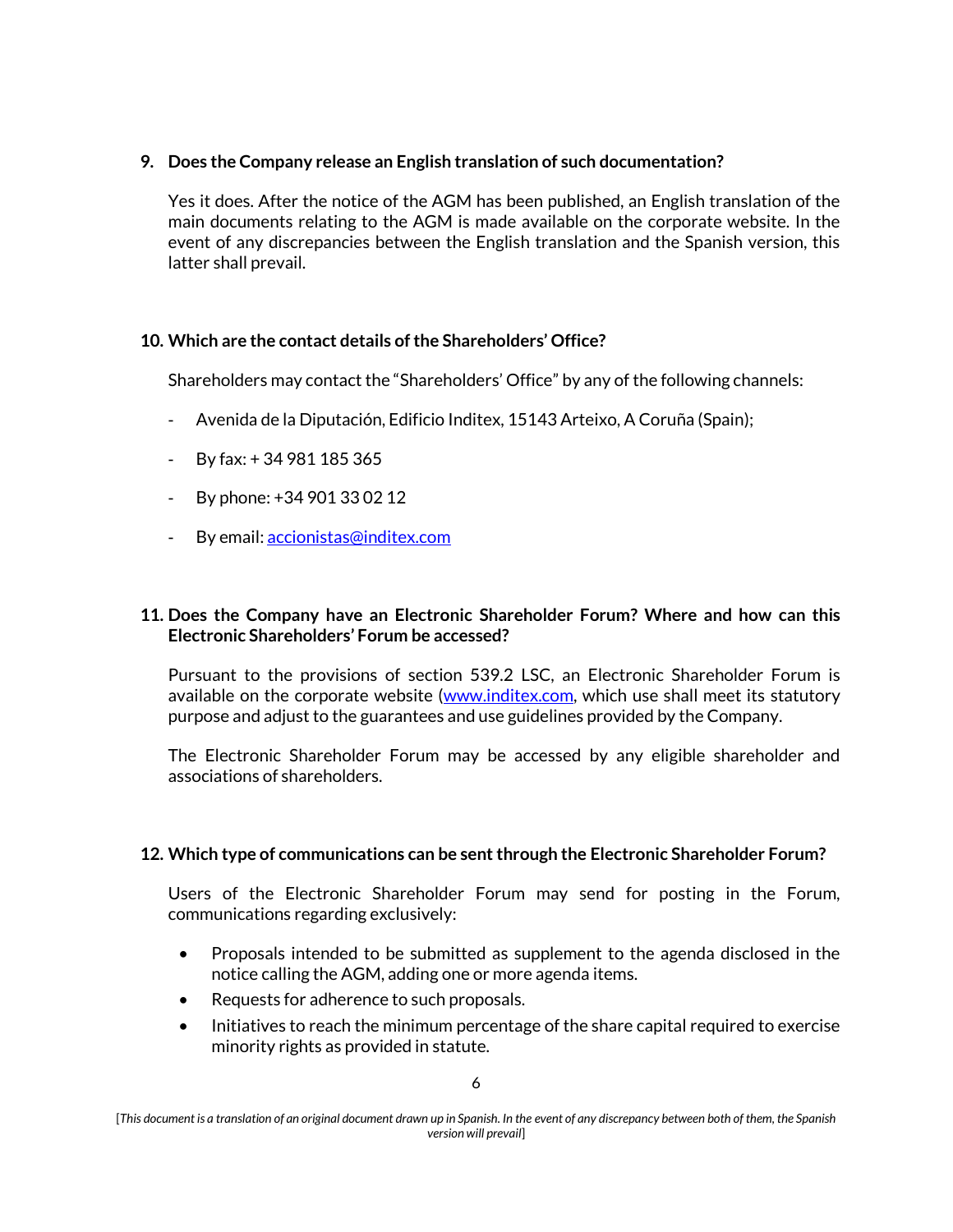**9. Does the Company release an English translation of such documentation?**

Yes it does. After the notice of the AGM has been published, an English translation of the main documents relating to the AGM is made available on the corporate website. In the event of any discrepancies between the English translation and the Spanish version, this latter shall prevail.

**10. Which are the contact details of the Shareholders' Office?**

Shareholders may contact the "Shareholders' Office" by any of the following channels:

- Avenida de la Diputación, Edificio Inditex, 15143 Arteixo, A Coruña (Spain);
- By fax: + 34 981 185 365
- By phone: +34 901 33 02 12
- By email: accionistas@inditex.com

**11. Does the Company have an Electronic Shareholder Forum? Where and how can this Electronic Shareholders' Forum be accessed?**

Pursuant to the provisions of section 539.2 LSC, an Electronic Shareholder Forum is available on the corporate website (www.inditex.com, which use shall meet its statutory purpose and adjust to the guarantees and use guidelines provided by the Company.

The Electronic Shareholder Forum may be accessed by any eligible shareholder and associations of shareholders.

**12. Which type of communications can be sent through the Electronic Shareholder Forum?**

Users of the Electronic Shareholder Forum may send for posting in the Forum, communications regarding exclusively:

- Proposals intended to be submitted as supplement to the agenda disclosed in the notice calling the AGM, adding one or more agenda items.
- Requests for adherence to such proposals.
- Initiatives to reach the minimum percentage of the share capital required to exercise minority rights as provided in statute.

[*This document is a translation of an original document drawn up in Spanish. In the event of any discrepancy between both of them, the Spanish version will prevail*]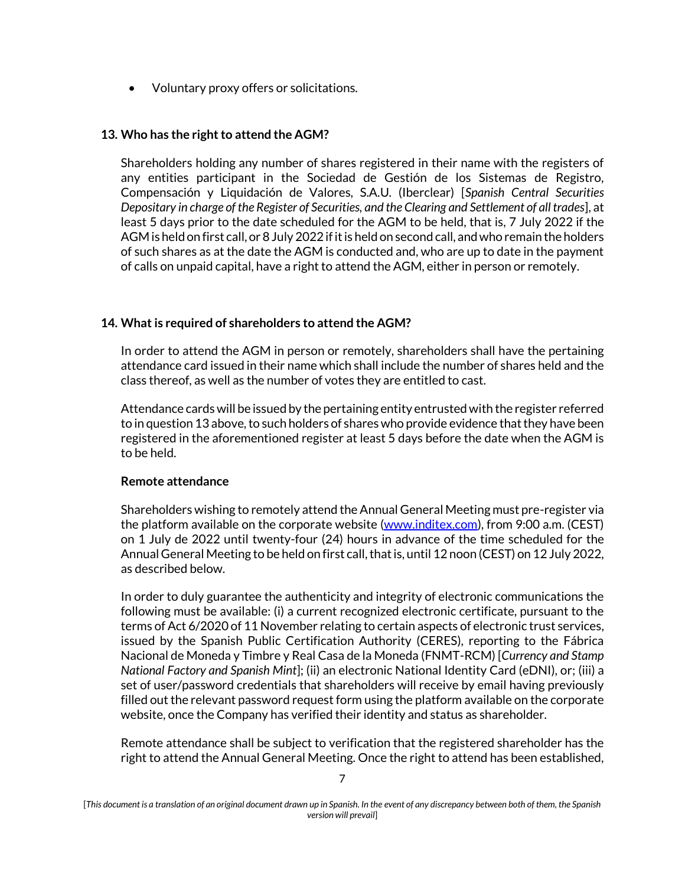- Voluntary proxy offers or solicitations.

### 13. Who has the right to attend the AGM?

Shareholders holding any number of shares registered in their name with the registers of any entities participant in the Sociedad de Gestión de los Sistemas de Registro, Compensación y Liquidación de Valores, S.A.U. (Iberclear) [*Spanish Central Securities Depositary in charge of the Register of Securities, and the Clearing and Settlement of all trades*], at least 5 days prior to the date scheduled for the AGM to be held, that is, 7 July 2022 if the AGM is held on first call, or 8 July 2022 if it is held on second call, and who remain the holders of such shares as at the date the AGM is conducted and, who are up to date in the payment of calls on unpaid capital, have a right to attend the AGM, either in person or remotely.

### 14. What is required of shareholders to attend the AGM?

In order to attend the AGM in person or remotely, shareholders shall have the pertaining attendance card issued in their name which shall include the number of shares held and the class thereof, as well as the number of votes they are entitled to cast.

Attendance cards will be issued by the pertaining entity entrusted with the register referred to in question 13 above, to such holders of shares who provide evidence that they have been registered in the aforementioned register at least 5 days before the date when the AGM is to be held.

**Remote attendance**

Shareholders wishing to remotely attend the Annual General Meeting must pre-register via the platform available on the corporate website (www.inditex.com), from 9:00 a.m. (CEST) on 1 July de 2022 until twenty-four (24) hours in advance of the time scheduled for the Annual General Meeting to be held on first call, that is, until 12 noon (CEST) on 12 July 2022, as described below.

In order to duly guarantee the authenticity and integrity of electronic communications the following must be available: (i) a current recognized electronic certificate, pursuant to the terms of Act 6/2020 of 11 November relating to certain aspects of electronic trust services, issued by the Spanish Public Certification Authority (CERES), reporting to the Fábrica Nacional de Moneda y Timbre y Real Casa de la Moneda (FNMT-RCM) [*Currency and Stamp National Factory and Spanish Mint*]; (ii) an electronic National Identity Card (eDNI), or; (iii) a set of user/password credentials that shareholders will receive by email having previously filled out the relevant password request form using the platform available on the corporate website, once the Company has verified their identity and status as shareholder.

Remote attendance shall be subject to verification that the registered shareholder has the right to attend the Annual General Meeting. Once the right to attend has been established,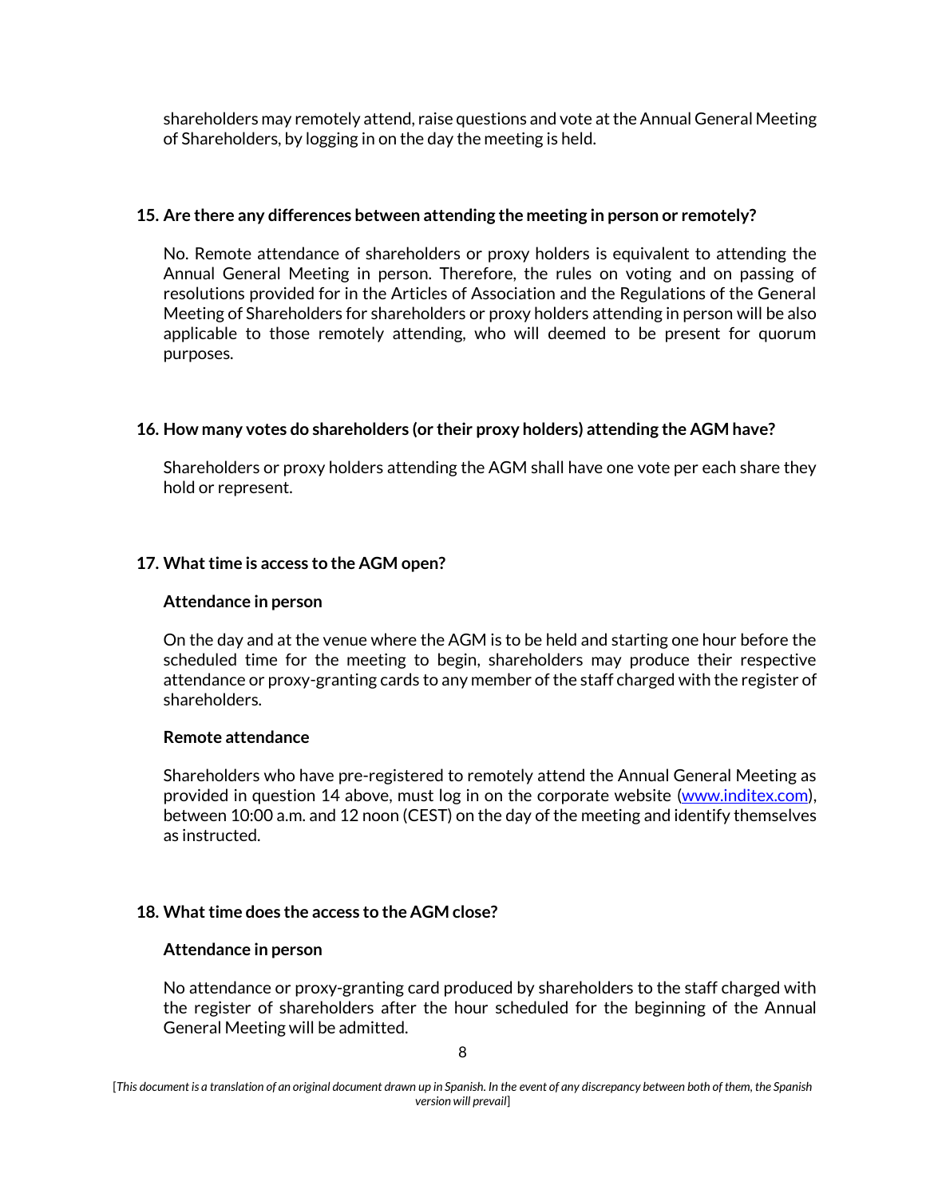shareholders may remotely attend, raise questions and vote at the Annual General Meeting of Shareholders, by logging in on the day the meeting is held.

**15. Are there any differences between attending the meeting in person or remotely?**

No. Remote attendance of shareholders or proxy holders is equivalent to attending the Annual General Meeting in person. Therefore, the rules on voting and on passing of resolutions provided for in the Articles of Association and the Regulations of the General Meeting of Shareholders for shareholders or proxy holders attending in person will be also applicable to those remotely attending, who will deemed to be present for quorum purposes.

**16. How many votes do shareholders (or their proxy holders) attending the AGM have?**

Shareholders or proxy holders attending the AGM shall have one vote per each share they hold or represent.

**17. What time is access to the AGM open?**

**Attendance in person**

On the day and at the venue where the AGM is to be held and starting one hour before the scheduled time for the meeting to begin, shareholders may produce their respective attendance or proxy-granting cards to any member of the staff charged with the register of shareholders.

**Remote attendance**

Shareholders who have pre-registered to remotely attend the Annual General Meeting as provided in question 14 above, must log in on the corporate website (www.inditex.com), between 10:00 a.m. and 12 noon (CEST) on the day of the meeting and identify themselves as instructed.

**18. What time does the access to the AGM close?**

**Attendance in person**

No attendance or proxy-granting card produced by shareholders to the staff charged with the register of shareholders after the hour scheduled for the beginning of the Annual General Meeting will be admitted.

[*This document is a translation of an original document drawn up in Spanish. In the event of any discrepancy between both of them, the Spanish version will prevail*]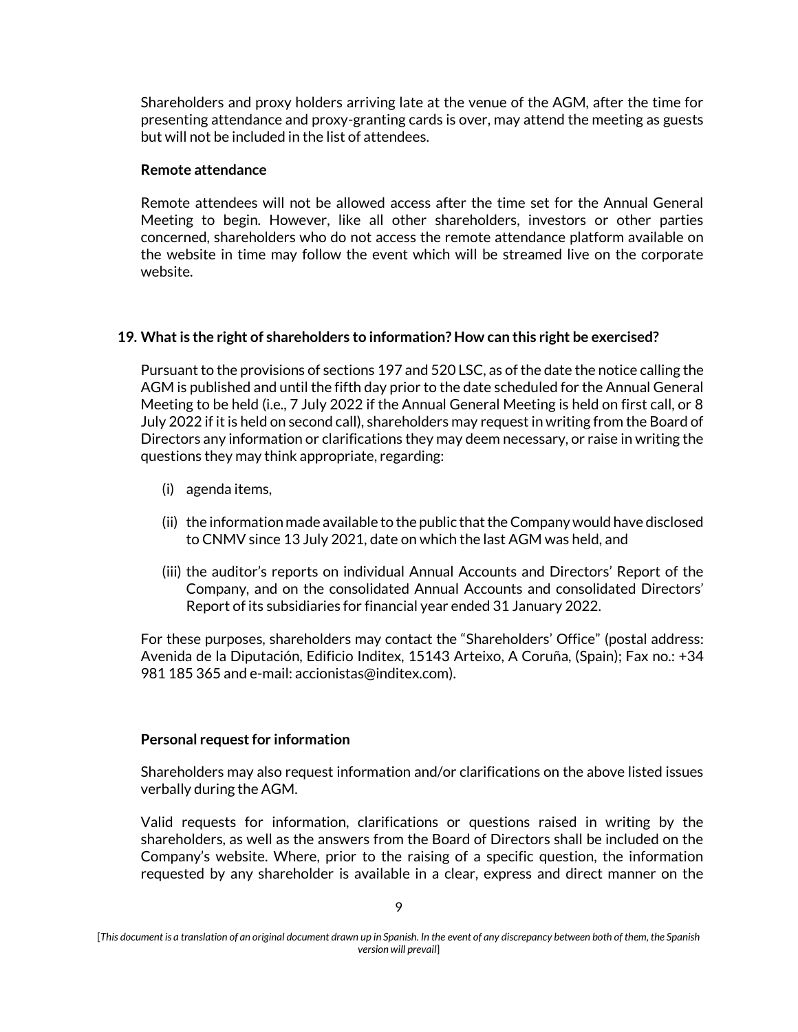Shareholders and proxy holders arriving late at the venue of the AGM, after the time for presenting attendance and proxy-granting cards is over, may attend the meeting as guests but will not be included in the list of attendees.

**Remote attendance**

Remote attendees will not be allowed access after the time set for the Annual General Meeting to begin. However, like all other shareholders, investors or other parties concerned, shareholders who do not access the remote attendance platform available on the website in time may follow the event which will be streamed live on the corporate website.

### 19. What is the right of shareholders to information? How can this right be exercised?

Pursuant to the provisions of sections 197 and 520 LSC, as of the date the notice calling the AGM is published and until the fifth day prior to the date scheduled for the Annual General Meeting to be held (i.e., 7 July 2022 if the Annual General Meeting is held on first call, or 8 July 2022 if it is held on second call), shareholders may request in writing from the Board of Directors any information or clarifications they may deem necessary, or raise in writing the questions they may think appropriate, regarding:

(i) agenda items,

(ii) the information made available to the public that the Company would have disclosed to CNMV since 13 July 2021, date on which the last AGM was held, and

(iii) the auditor's reports on individual Annual Accounts and Directors' Report of the Company, and on the consolidated Annual Accounts and consolidated Directors' Report of its subsidiaries for financial year ended 31 January 2022.

For these purposes, shareholders may contact the "Shareholders' Office" (postal address: Avenida de la Diputación, Edificio Inditex, 15143 Arteixo, A Coruña, (Spain); Fax no.: +34 981 185 365 and e-mail: accionistas@inditex.com).

**Personal request for information**

Shareholders may also request information and/or clarifications on the above listed issues verbally during the AGM.

Valid requests for information, clarifications or questions raised in writing by the shareholders, as well as the answers from the Board of Directors shall be included on the Company's website. Where, prior to the raising of a specific question, the information requested by any shareholder is available in a clear, express and direct manner on the

[*This document is a translation of an original document drawn up in Spanish. In the event of any discrepancy between both of them, the Spanish version will prevail*]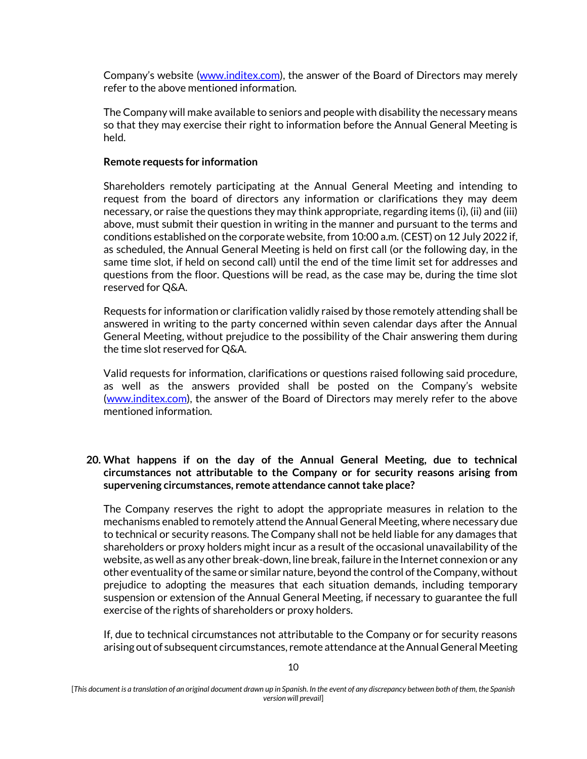Company's website ([www.inditex.com](http://www.inditex.com)), the answer of the Board of Directors may merely refer to the above mentioned information.

The Company will make available to seniors and people with disability the necessary means so that they may exercise their right to information before the Annual General Meeting is held.

**Remote requests for information**

Shareholders remotely participating at the Annual General Meeting and intending to request from the board of directors any information or clarifications they may deem necessary, or raise the questions they may think appropriate, regarding items (i), (ii) and (iii) above, must submit their question in writing in the manner and pursuant to the terms and conditions established on the corporate website, from 10:00 a.m. (CEST) on 12 July 2022 if, as scheduled, the Annual General Meeting is held on first call (or the following day, in the same time slot, if held on second call) until the end of the time limit set for addresses and questions from the floor. Questions will be read, as the case may be, during the time slot reserved for Q&A.

Requests for information or clarification validly raised by those remotely attending shall be answered in writing to the party concerned within seven calendar days after the Annual General Meeting, without prejudice to the possibility of the Chair answering them during the time slot reserved for Q&A.

Valid requests for information, clarifications or questions raised following said procedure, as well as the answers provided shall be posted on the Company's website ([www.inditex.com](http://www.inditex.com)), the answer of the Board of Directors may merely refer to the above mentioned information.

**20. What happens if on the day of the Annual General Meeting, due to technical circumstances not attributable to the Company or for security reasons arising from supervening circumstances, remote attendance cannot take place?**

The Company reserves the right to adopt the appropriate measures in relation to the mechanisms enabled to remotely attend the Annual General Meeting, where necessary due to technical or security reasons. The Company shall not be held liable for any damages that shareholders or proxy holders might incur as a result of the occasional unavailability of the website, as well as any other break-down, line break, failure in the Internet connexion or any other eventuality of the same or similar nature, beyond the control of the Company, without prejudice to adopting the measures that each situation demands, including temporary suspension or extension of the Annual General Meeting, if necessary to guarantee the full exercise of the rights of shareholders or proxy holders.

If, due to technical circumstances not attributable to the Company or for security reasons arising out of subsequent circumstances, remote attendance at the Annual General Meeting

[*This document is a translation of an original document drawn up in Spanish. In the event of any discrepancy between both of them, the Spanish version will prevail*]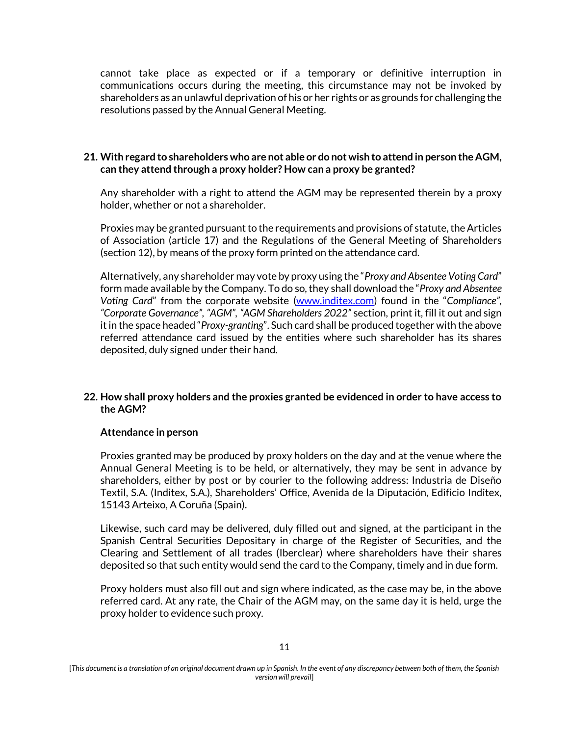cannot take place as expected or if a temporary or definitive interruption in communications occurs during the meeting, this circumstance may not be invoked by shareholders as an unlawful deprivation of his or her rights or as grounds for challenging the resolutions passed by the Annual General Meeting.

**21. With regard to shareholders who are not able or do not wish to attend in person the AGM, can they attend through a proxy holder? How can a proxy be granted?**

Any shareholder with a right to attend the AGM may be represented therein by a proxy holder, whether or not a shareholder.

Proxies may be granted pursuant to the requirements and provisions of statute, the Articles of Association (article 17) and the Regulations of the General Meeting of Shareholders (section 12), by means of the proxy form printed on the attendance card.

Alternatively, any shareholder may vote by proxy using the "*Proxy and Absentee Voting Card*" form made available by the Company. To do so, they shall download the "*Proxy and Absentee Voting Card*" from the corporate website (www.inditex.com) found in the "*Compliance*", *"Corporate Governance"*, *"AGM"*, *"AGM Shareholders 2022"* section, print it, fill it out and sign it in the space headed "*Proxy-granting*". Such card shall be produced together with the above referred attendance card issued by the entities where such shareholder has its shares deposited, duly signed under their hand.

**22. How shall proxy holders and the proxies granted be evidenced in order to have access to the AGM?**

**Attendance in person**

Proxies granted may be produced by proxy holders on the day and at the venue where the Annual General Meeting is to be held, or alternatively, they may be sent in advance by shareholders, either by post or by courier to the following address: Industria de Diseño Textil, S.A. (Inditex, S.A.), Shareholders' Office, Avenida de la Diputación, Edificio Inditex, 15143 Arteixo, A Coruña (Spain).

Likewise, such card may be delivered, duly filled out and signed, at the participant in the Spanish Central Securities Depositary in charge of the Register of Securities, and the Clearing and Settlement of all trades (Iberclear) where shareholders have their shares deposited so that such entity would send the card to the Company, timely and in due form.

Proxy holders must also fill out and sign where indicated, as the case may be, in the above referred card. At any rate, the Chair of the AGM may, on the same day it is held, urge the proxy holder to evidence such proxy.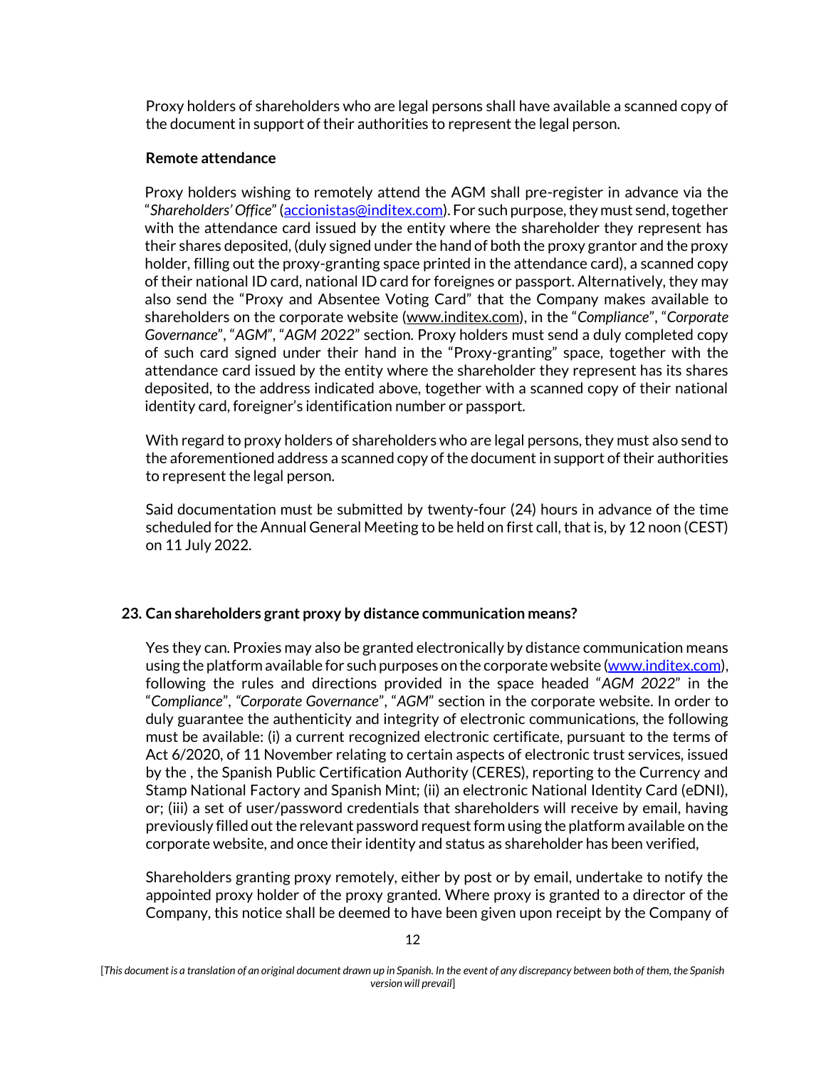Proxy holders of shareholders who are legal persons shall have available a scanned copy of the document in support of their authorities to represent the legal person.

**Remote attendance**

Proxy holders wishing to remotely attend the AGM shall pre-register in advance via the "*Shareholders' Office*" (accionistas@inditex.com). For such purpose, they must send, together with the attendance card issued by the entity where the shareholder they represent has their shares deposited, (duly signed under the hand of both the proxy grantor and the proxy holder, filling out the proxy-granting space printed in the attendance card), a scanned copy of their national ID card, national ID card for foreignes or passport. Alternatively, they may also send the "Proxy and Absentee Voting Card" that the Company makes available to shareholders on the corporate website (www.inditex.com), in the "*Compliance*", "*Corporate Governance*", "*AGM*", "*AGM 2022*" section. Proxy holders must send a duly completed copy of such card signed under their hand in the "Proxy-granting" space, together with the attendance card issued by the entity where the shareholder they represent has its shares deposited, to the address indicated above, together with a scanned copy of their national identity card, foreigner's identification number or passport.

With regard to proxy holders of shareholders who are legal persons, they must also send to the aforementioned address a scanned copy of the document in support of their authorities to represent the legal person.

Said documentation must be submitted by twenty-four (24) hours in advance of the time scheduled for the Annual General Meeting to be held on first call, that is, by 12 noon (CEST) on 11 July 2022.

**23. Can shareholders grant proxy by distance communication means?**

Yes they can. Proxies may also be granted electronically by distance communication means using the platform available for such purposes on the corporate website (www.inditex.com), following the rules and directions provided in the space headed "*AGM 2022*" in the "*Compliance*", "*Corporate Governance*", "*AGM*" section in the corporate website. In order to duly guarantee the authenticity and integrity of electronic communications, the following must be available: (i) a current recognized electronic certificate, pursuant to the terms of Act 6/2020, of 11 November relating to certain aspects of electronic trust services, issued by the , the Spanish Public Certification Authority (CERES), reporting to the Currency and Stamp National Factory and Spanish Mint; (ii) an electronic National Identity Card (eDNI), or; (iii) a set of user/password credentials that shareholders will receive by email, having previously filled out the relevant password request form using the platform available on the corporate website, and once their identity and status as shareholder has been verified,

Shareholders granting proxy remotely, either by post or by email, undertake to notify the appointed proxy holder of the proxy granted. Where proxy is granted to a director of the Company, this notice shall be deemed to have been given upon receipt by the Company of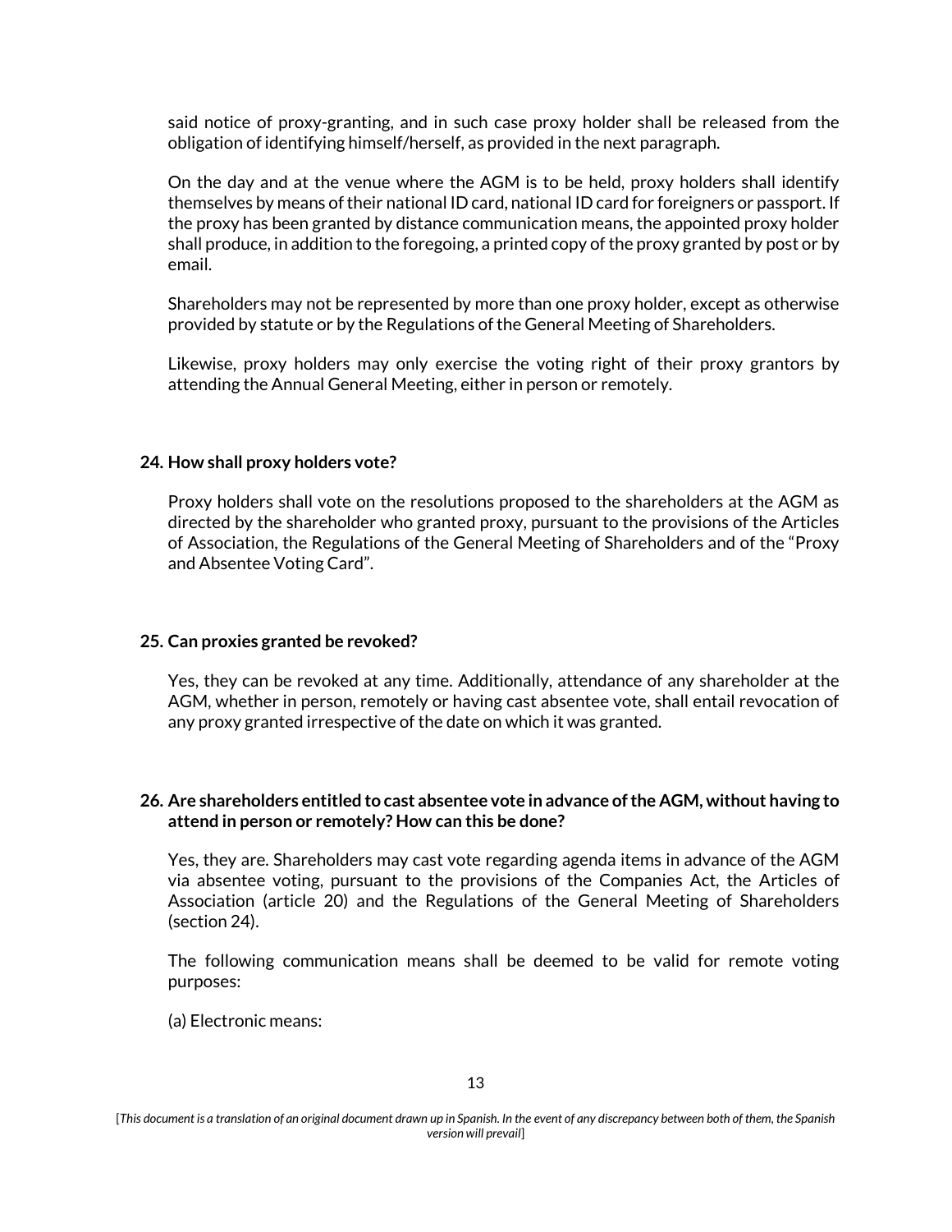said notice of proxy-granting, and in such case proxy holder shall be released from the obligation of identifying himself/herself, as provided in the next paragraph.

On the day and at the venue where the AGM is to be held, proxy holders shall identify themselves by means of their national ID card, national ID card for foreigners or passport. If the proxy has been granted by distance communication means, the appointed proxy holder shall produce, in addition to the foregoing, a printed copy of the proxy granted by post or by email.

Shareholders may not be represented by more than one proxy holder, except as otherwise provided by statute or by the Regulations of the General Meeting of Shareholders.

Likewise, proxy holders may only exercise the voting right of their proxy grantors by attending the Annual General Meeting, either in person or remotely.

**24. How shall proxy holders vote?**

Proxy holders shall vote on the resolutions proposed to the shareholders at the AGM as directed by the shareholder who granted proxy, pursuant to the provisions of the Articles of Association, the Regulations of the General Meeting of Shareholders and of the "Proxy and Absentee Voting Card".

**25. Can proxies granted be revoked?**

Yes, they can be revoked at any time. Additionally, attendance of any shareholder at the AGM, whether in person, remotely or having cast absentee vote, shall entail revocation of any proxy granted irrespective of the date on which it was granted.

**26. Are shareholders entitled to cast absentee vote in advance of the AGM, without having to attend in person or remotely? How can this be done?**

Yes, they are. Shareholders may cast vote regarding agenda items in advance of the AGM via absentee voting, pursuant to the provisions of the Companies Act, the Articles of Association (article 20) and the Regulations of the General Meeting of Shareholders (section 24).

The following communication means shall be deemed to be valid for remote voting purposes:

(a) Electronic means:

[*This document is a translation of an original document drawn up in Spanish. In the event of any discrepancy between both of them, the Spanish version will prevail*]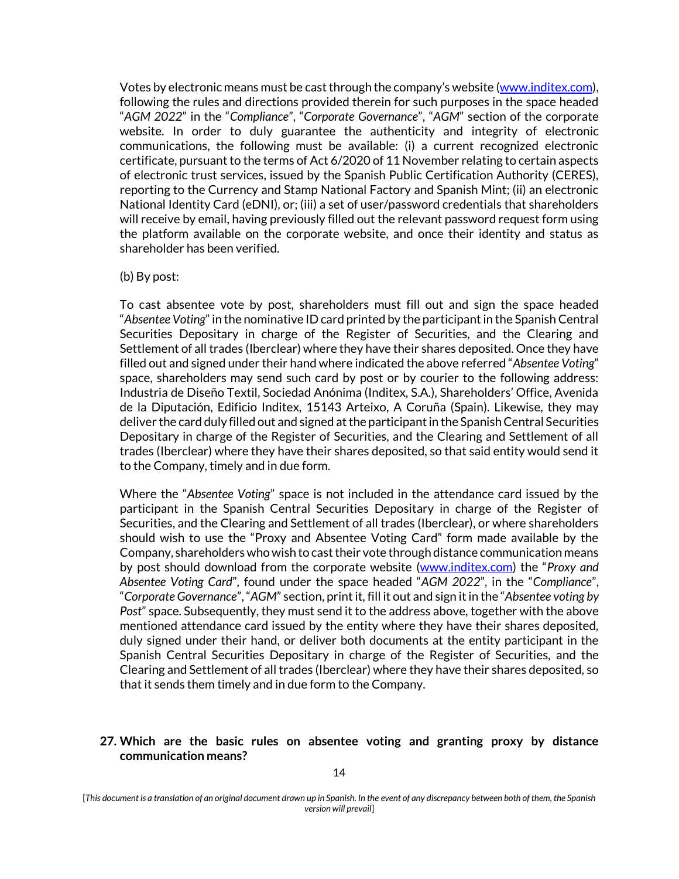Votes by electronic means must be cast through the company's website (www.inditex.com), following the rules and directions provided therein for such purposes in the space headed "*AGM 2022*" in the "*Compliance*", "*Corporate Governance*", "*AGM*" section of the corporate website. In order to duly guarantee the authenticity and integrity of electronic communications, the following must be available: (i) a current recognized electronic certificate, pursuant to the terms of Act 6/2020 of 11 November relating to certain aspects of electronic trust services, issued by the Spanish Public Certification Authority (CERES), reporting to the Currency and Stamp National Factory and Spanish Mint; (ii) an electronic National Identity Card (eDNI), or; (iii) a set of user/password credentials that shareholders will receive by email, having previously filled out the relevant password request form using the platform available on the corporate website, and once their identity and status as shareholder has been verified.

(b) By post:

To cast absentee vote by post, shareholders must fill out and sign the space headed "*Absentee Voting*" in the nominative ID card printed by the participant in the Spanish Central Securities Depositary in charge of the Register of Securities, and the Clearing and Settlement of all trades (Iberclear) where they have their shares deposited. Once they have filled out and signed under their hand where indicated the above referred "*Absentee Voting*" space, shareholders may send such card by post or by courier to the following address: Industria de Diseño Textil, Sociedad Anónima (Inditex, S.A.), Shareholders' Office, Avenida de la Diputación, Edificio Inditex, 15143 Arteixo, A Coruña (Spain). Likewise, they may deliver the card duly filled out and signed at the participant in the Spanish Central Securities Depositary in charge of the Register of Securities, and the Clearing and Settlement of all trades (Iberclear) where they have their shares deposited, so that said entity would send it to the Company, timely and in due form.

Where the "*Absentee Voting*" space is not included in the attendance card issued by the participant in the Spanish Central Securities Depositary in charge of the Register of Securities, and the Clearing and Settlement of all trades (Iberclear), or where shareholders should wish to use the "Proxy and Absentee Voting Card" form made available by the Company, shareholders who wish to cast their vote through distance communication means by post should download from the corporate website (www.inditex.com) the "*Proxy and Absentee Voting Card*", found under the space headed "*AGM 2022*", in the "*Compliance*", "*Corporate Governance*", "*AGM*" section, print it, fill it out and sign it in the "*Absentee voting by Post*" space. Subsequently, they must send it to the address above, together with the above mentioned attendance card issued by the entity where they have their shares deposited, duly signed under their hand, or deliver both documents at the entity participant in the Spanish Central Securities Depositary in charge of the Register of Securities, and the Clearing and Settlement of all trades (Iberclear) where they have their shares deposited, so that it sends them timely and in due form to the Company.

**27. Which are the basic rules on absentee voting and granting proxy by distance communication means?**

[*This document is a translation of an original document drawn up in Spanish. In the event of any discrepancy between both of them, the Spanish version will prevail*]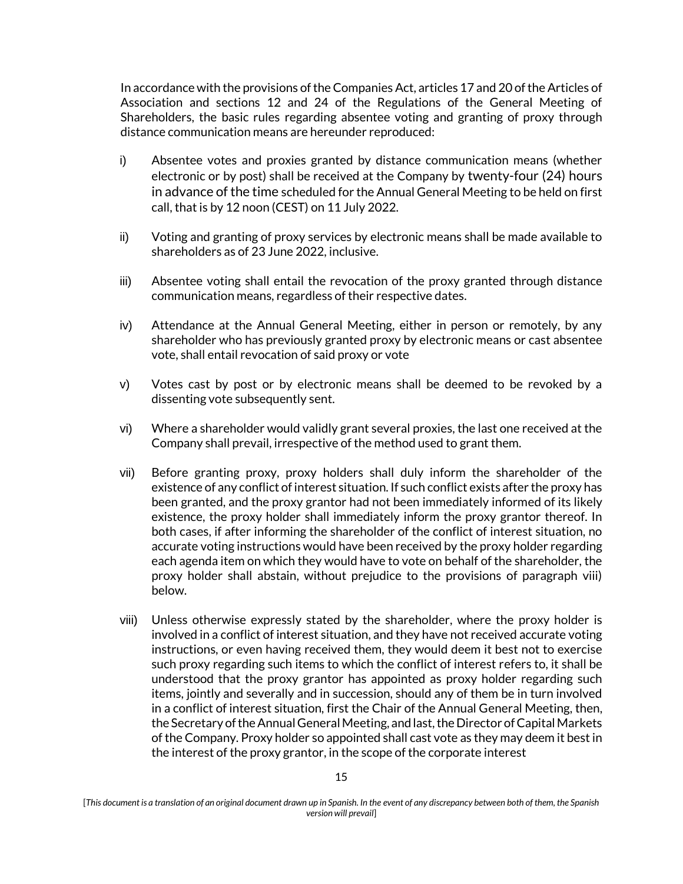In accordance with the provisions of the Companies Act, articles 17 and 20 of the Articles of Association and sections 12 and 24 of the Regulations of the General Meeting of Shareholders, the basic rules regarding absentee voting and granting of proxy through distance communication means are hereunder reproduced:

i) Absentee votes and proxies granted by distance communication means (whether electronic or by post) shall be received at the Company by twenty-four (24) hours in advance of the time scheduled for the Annual General Meeting to be held on first call, that is by 12 noon (CEST) on 11 July 2022.

ii) Voting and granting of proxy services by electronic means shall be made available to shareholders as of 23 June 2022, inclusive.

iii) Absentee voting shall entail the revocation of the proxy granted through distance communication means, regardless of their respective dates.

iv) Attendance at the Annual General Meeting, either in person or remotely, by any shareholder who has previously granted proxy by electronic means or cast absentee vote, shall entail revocation of said proxy or vote

v) Votes cast by post or by electronic means shall be deemed to be revoked by a dissenting vote subsequently sent.

vi) Where a shareholder would validly grant several proxies, the last one received at the Company shall prevail, irrespective of the method used to grant them.

vii) Before granting proxy, proxy holders shall duly inform the shareholder of the existence of any conflict of interest situation. If such conflict exists after the proxy has been granted, and the proxy grantor had not been immediately informed of its likely existence, the proxy holder shall immediately inform the proxy grantor thereof. In both cases, if after informing the shareholder of the conflict of interest situation, no accurate voting instructions would have been received by the proxy holder regarding each agenda item on which they would have to vote on behalf of the shareholder, the proxy holder shall abstain, without prejudice to the provisions of paragraph viii) below.

viii) Unless otherwise expressly stated by the shareholder, where the proxy holder is involved in a conflict of interest situation, and they have not received accurate voting instructions, or even having received them, they would deem it best not to exercise such proxy regarding such items to which the conflict of interest refers to, it shall be understood that the proxy grantor has appointed as proxy holder regarding such items, jointly and severally and in succession, should any of them be in turn involved in a conflict of interest situation, first the Chair of the Annual General Meeting, then, the Secretary of the Annual General Meeting, and last, the Director of Capital Markets of the Company. Proxy holder so appointed shall cast vote as they may deem it best in the interest of the proxy grantor, in the scope of the corporate interest

[*This document is a translation of an original document drawn up in Spanish. In the event of any discrepancy between both of them, the Spanish version will prevail*]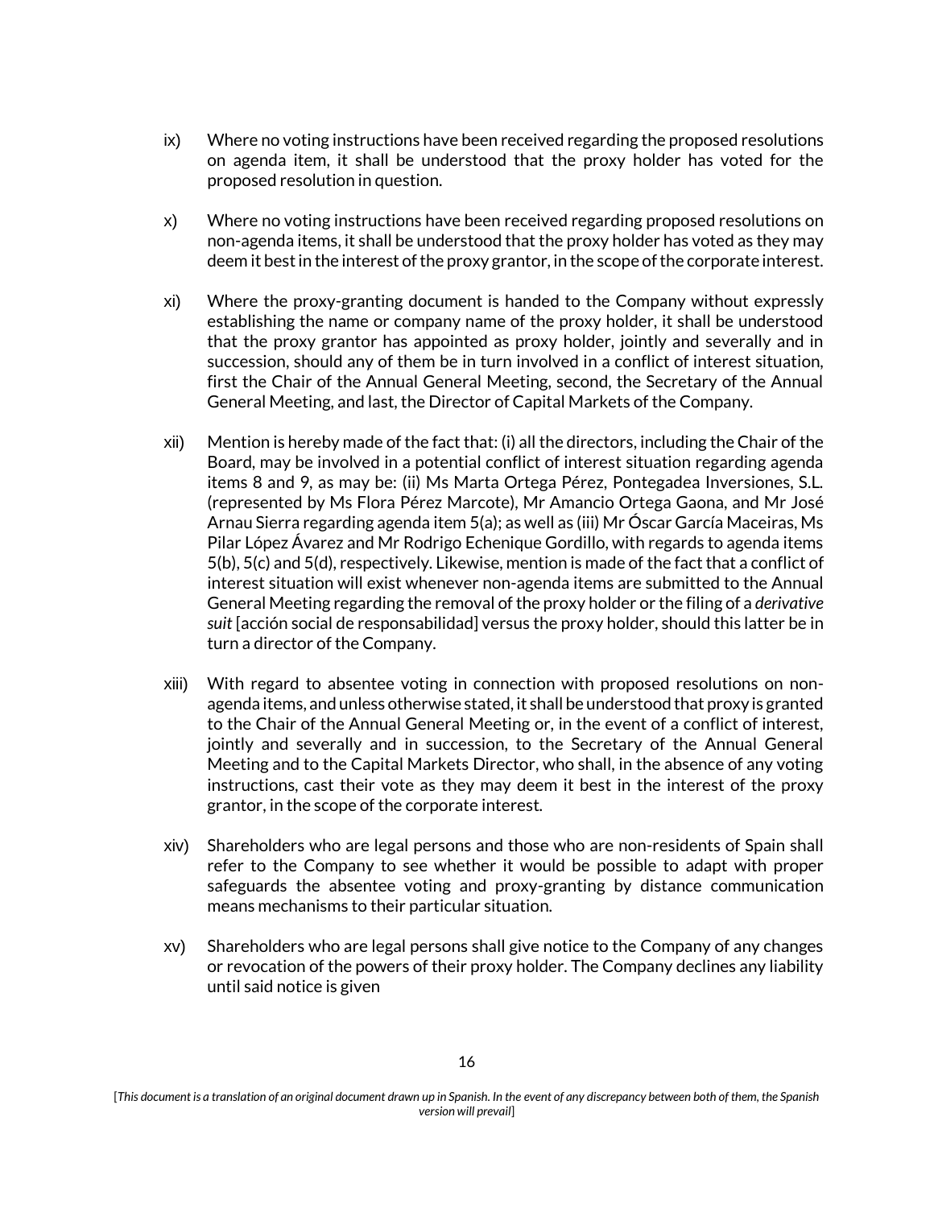ix) Where no voting instructions have been received regarding the proposed resolutions on agenda item, it shall be understood that the proxy holder has voted for the proposed resolution in question.

x) Where no voting instructions have been received regarding proposed resolutions on non-agenda items, it shall be understood that the proxy holder has voted as they may deem it best in the interest of the proxy grantor, in the scope of the corporate interest.

xi) Where the proxy-granting document is handed to the Company without expressly establishing the name or company name of the proxy holder, it shall be understood that the proxy grantor has appointed as proxy holder, jointly and severally and in succession, should any of them be in turn involved in a conflict of interest situation, first the Chair of the Annual General Meeting, second, the Secretary of the Annual General Meeting, and last, the Director of Capital Markets of the Company.

xii) Mention is hereby made of the fact that: (i) all the directors, including the Chair of the Board, may be involved in a potential conflict of interest situation regarding agenda items 8 and 9, as may be: (ii) Ms Marta Ortega Pérez, Pontegadea Inversiones, S.L. (represented by Ms Flora Pérez Marcote), Mr Amancio Ortega Gaona, and Mr José Arnau Sierra regarding agenda item 5(a); as well as (iii) Mr Óscar García Maceiras, Ms Pilar López Ávarez and Mr Rodrigo Echenique Gordillo, with regards to agenda items 5(b), 5(c) and 5(d), respectively. Likewise, mention is made of the fact that a conflict of interest situation will exist whenever non-agenda items are submitted to the Annual General Meeting regarding the removal of the proxy holder or the filing of a *derivative suit* [acción social de responsabilidad] versus the proxy holder, should this latter be in turn a director of the Company.

xiii) With regard to absentee voting in connection with proposed resolutions on non-agenda items, and unless otherwise stated, it shall be understood that proxy is granted to the Chair of the Annual General Meeting or, in the event of a conflict of interest, jointly and severally and in succession, to the Secretary of the Annual General Meeting and to the Capital Markets Director, who shall, in the absence of any voting instructions, cast their vote as they may deem it best in the interest of the proxy grantor, in the scope of the corporate interest.

xiv) Shareholders who are legal persons and those who are non-residents of Spain shall refer to the Company to see whether it would be possible to adapt with proper safeguards the absentee voting and proxy-granting by distance communication means mechanisms to their particular situation.

xv) Shareholders who are legal persons shall give notice to the Company of any changes or revocation of the powers of their proxy holder. The Company declines any liability until said notice is given

[*This document is a translation of an original document drawn up in Spanish. In the event of any discrepancy between both of them, the Spanish version will prevail*]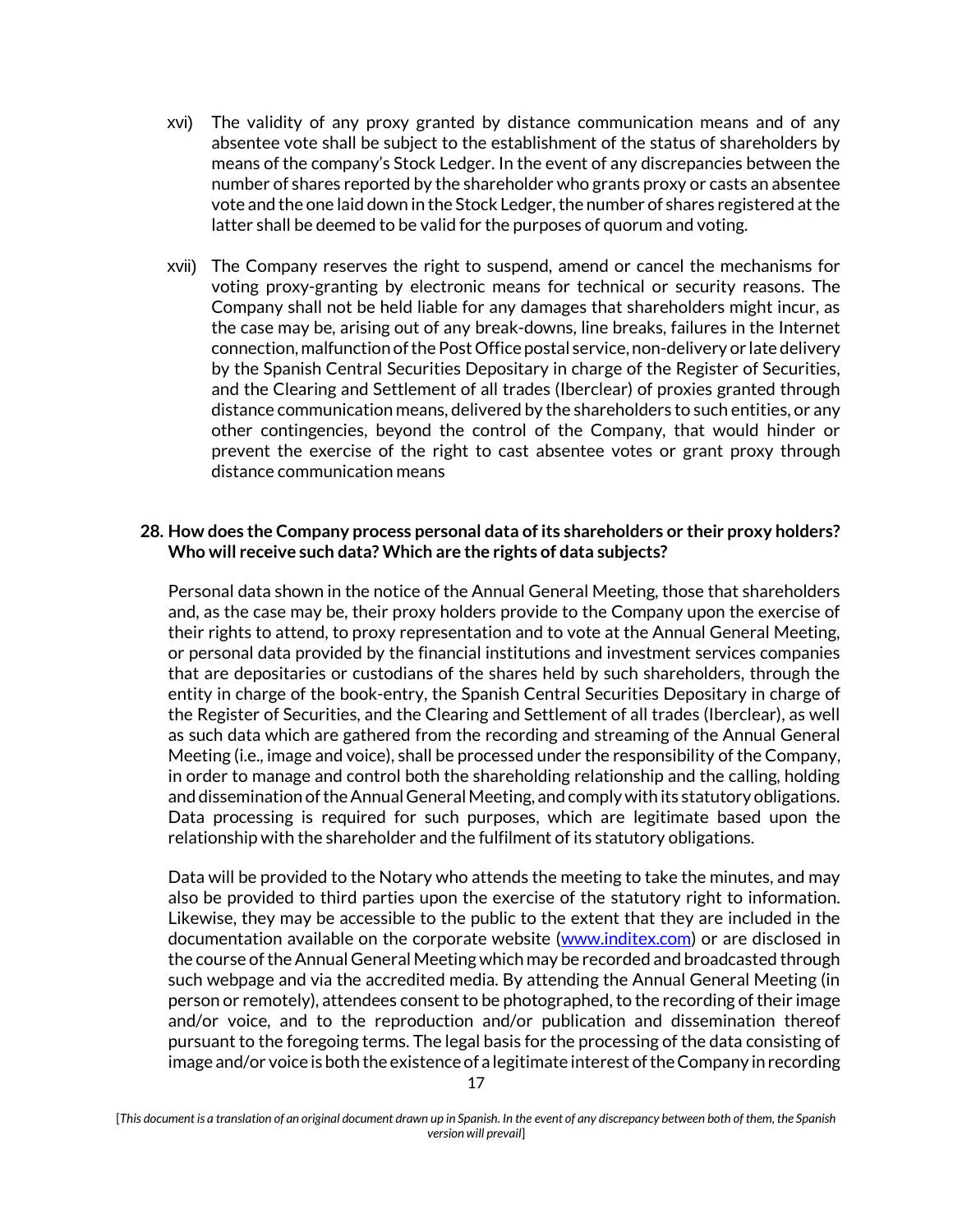xvi) The validity of any proxy granted by distance communication means and of any absentee vote shall be subject to the establishment of the status of shareholders by means of the company's Stock Ledger. In the event of any discrepancies between the number of shares reported by the shareholder who grants proxy or casts an absentee vote and the one laid down in the Stock Ledger, the number of shares registered at the latter shall be deemed to be valid for the purposes of quorum and voting.

xvii) The Company reserves the right to suspend, amend or cancel the mechanisms for voting proxy-granting by electronic means for technical or security reasons. The Company shall not be held liable for any damages that shareholders might incur, as the case may be, arising out of any break-downs, line breaks, failures in the Internet connection, malfunction of the Post Office postal service, non-delivery or late delivery by the Spanish Central Securities Depositary in charge of the Register of Securities, and the Clearing and Settlement of all trades (Iberclear) of proxies granted through distance communication means, delivered by the shareholders to such entities, or any other contingencies, beyond the control of the Company, that would hinder or prevent the exercise of the right to cast absentee votes or grant proxy through distance communication means

**28. How does the Company process personal data of its shareholders or their proxy holders? Who will receive such data? Which are the rights of data subjects?**

Personal data shown in the notice of the Annual General Meeting, those that shareholders and, as the case may be, their proxy holders provide to the Company upon the exercise of their rights to attend, to proxy representation and to vote at the Annual General Meeting, or personal data provided by the financial institutions and investment services companies that are depositaries or custodians of the shares held by such shareholders, through the entity in charge of the book-entry, the Spanish Central Securities Depositary in charge of the Register of Securities, and the Clearing and Settlement of all trades (Iberclear), as well as such data which are gathered from the recording and streaming of the Annual General Meeting (i.e., image and voice), shall be processed under the responsibility of the Company, in order to manage and control both the shareholding relationship and the calling, holding and dissemination of the Annual General Meeting, and comply with its statutory obligations. Data processing is required for such purposes, which are legitimate based upon the relationship with the shareholder and the fulfilment of its statutory obligations.

Data will be provided to the Notary who attends the meeting to take the minutes, and may also be provided to third parties upon the exercise of the statutory right to information. Likewise, they may be accessible to the public to the extent that they are included in the documentation available on the corporate website ([www.inditex.com](http://www.inditex.com)) or are disclosed in the course of the Annual General Meeting which may be recorded and broadcasted through such webpage and via the accredited media. By attending the Annual General Meeting (in person or remotely), attendees consent to be photographed, to the recording of their image and/or voice, and to the reproduction and/or publication and dissemination thereof pursuant to the foregoing terms. The legal basis for the processing of the data consisting of image and/or voice is both the existence of a legitimate interest of the Company in recording

[*This document is a translation of an original document drawn up in Spanish. In the event of any discrepancy between both of them, the Spanish version will prevail*]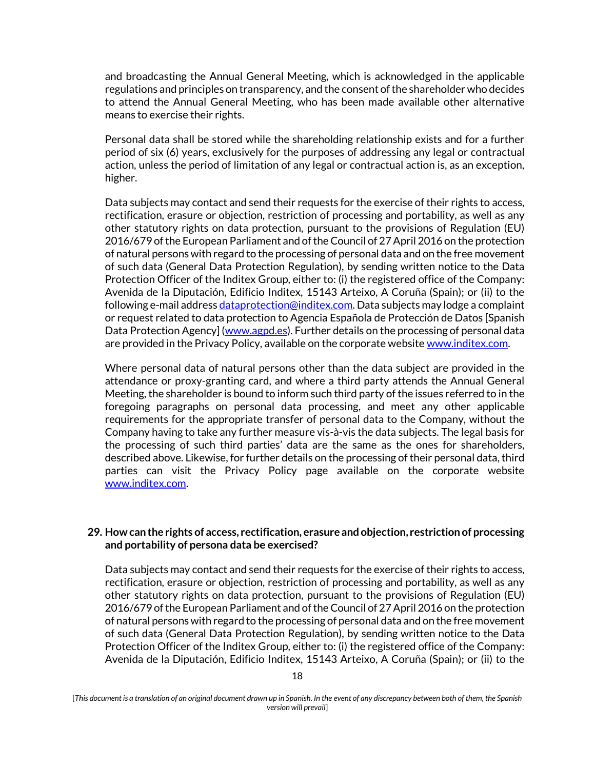and broadcasting the Annual General Meeting, which is acknowledged in the applicable regulations and principles on transparency, and the consent of the shareholder who decides to attend the Annual General Meeting, who has been made available other alternative means to exercise their rights.

Personal data shall be stored while the shareholding relationship exists and for a further period of six (6) years, exclusively for the purposes of addressing any legal or contractual action, unless the period of limitation of any legal or contractual action is, as an exception, higher.

Data subjects may contact and send their requests for the exercise of their rights to access, rectification, erasure or objection, restriction of processing and portability, as well as any other statutory rights on data protection, pursuant to the provisions of Regulation (EU) 2016/679 of the European Parliament and of the Council of 27 April 2016 on the protection of natural persons with regard to the processing of personal data and on the free movement of such data (General Data Protection Regulation), by sending written notice to the Data Protection Officer of the Inditex Group, either to: (i) the registered office of the Company: Avenida de la Diputación, Edificio Inditex, 15143 Arteixo, A Coruña (Spain); or (ii) to the following e-mail address dataprotection@inditex.com. Data subjects may lodge a complaint or request related to data protection to Agencia Española de Protección de Datos [Spanish Data Protection Agency] (www.agpd.es). Further details on the processing of personal data are provided in the Privacy Policy, available on the corporate website www.inditex.com.

Where personal data of natural persons other than the data subject are provided in the attendance or proxy-granting card, and where a third party attends the Annual General Meeting, the shareholder is bound to inform such third party of the issues referred to in the foregoing paragraphs on personal data processing, and meet any other applicable requirements for the appropriate transfer of personal data to the Company, without the Company having to take any further measure vis-à-vis the data subjects. The legal basis for the processing of such third parties' data are the same as the ones for shareholders, described above. Likewise, for further details on the processing of their personal data, third parties can visit the Privacy Policy page available on the corporate website www.inditex.com.

**29. How can the rights of access, rectification, erasure and objection, restriction of processing and portability of persona data be exercised?**

Data subjects may contact and send their requests for the exercise of their rights to access, rectification, erasure or objection, restriction of processing and portability, as well as any other statutory rights on data protection, pursuant to the provisions of Regulation (EU) 2016/679 of the European Parliament and of the Council of 27 April 2016 on the protection of natural persons with regard to the processing of personal data and on the free movement of such data (General Data Protection Regulation), by sending written notice to the Data Protection Officer of the Inditex Group, either to: (i) the registered office of the Company: Avenida de la Diputación, Edificio Inditex, 15143 Arteixo, A Coruña (Spain); or (ii) to the

[*This document is a translation of an original document drawn up in Spanish. In the event of any discrepancy between both of them, the Spanish version will prevail*]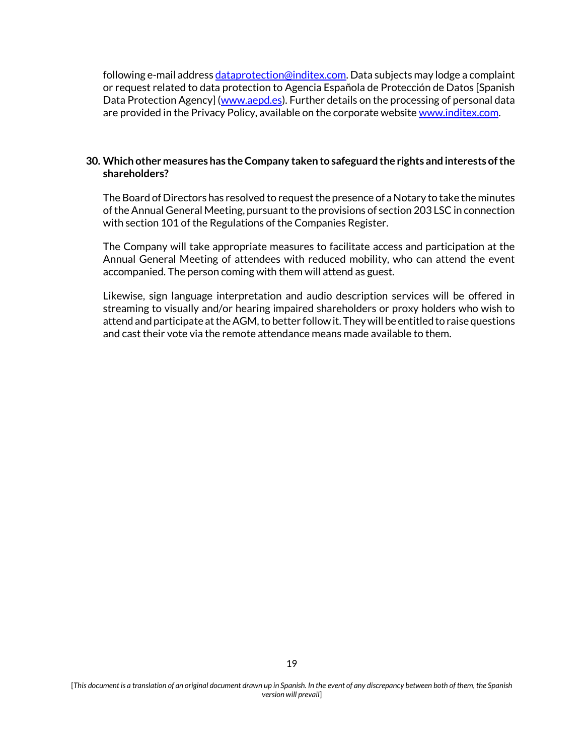following e-mail address dataprotection@inditex.com. Data subjects may lodge a complaint or request related to data protection to Agencia Española de Protección de Datos [Spanish Data Protection Agency] (www.aepd.es). Further details on the processing of personal data are provided in the Privacy Policy, available on the corporate website www.inditex.com.

**30. Which other measures has the Company taken to safeguard the rights and interests of the shareholders?**

The Board of Directors has resolved to request the presence of a Notary to take the minutes of the Annual General Meeting, pursuant to the provisions of section 203 LSC in connection with section 101 of the Regulations of the Companies Register.

The Company will take appropriate measures to facilitate access and participation at the Annual General Meeting of attendees with reduced mobility, who can attend the event accompanied. The person coming with them will attend as guest.

Likewise, sign language interpretation and audio description services will be offered in streaming to visually and/or hearing impaired shareholders or proxy holders who wish to attend and participate at the AGM, to better follow it. They will be entitled to raise questions and cast their vote via the remote attendance means made available to them.

[*This document is a translation of an original document drawn up in Spanish. In the event of any discrepancy between both of them, the Spanish version will prevail*]